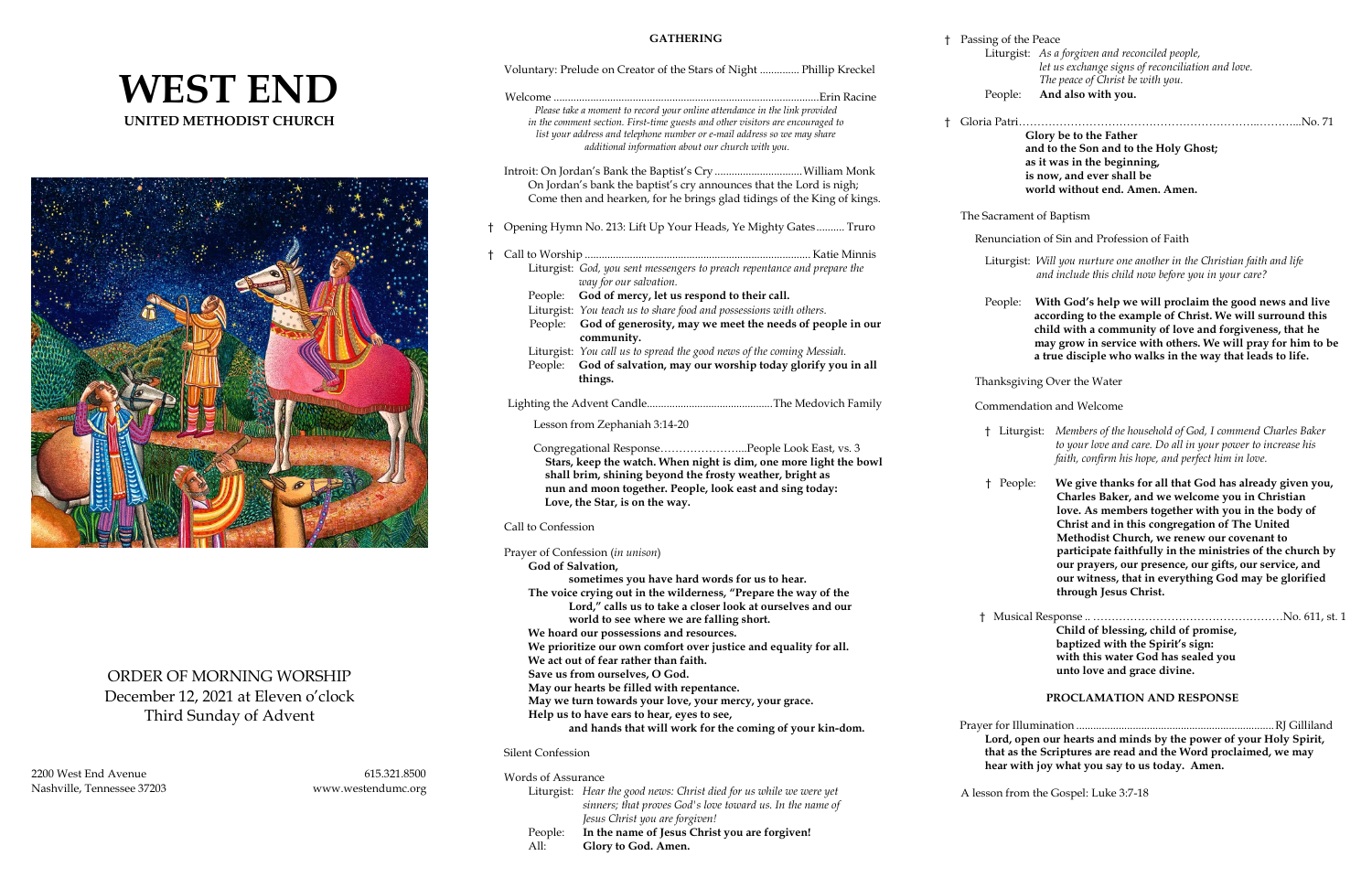# WEST END

## UNITED METHODIST CHURCH

ORDER OF MORNING WORSHIP
December 12, 2021 at Eleven o'clock
Third Sunday of Advent

2200 West End Avenue
Nashville, Tennessee 37203

615.321.8500
www.westendumc.org

## GATHERING

Voluntary: Prelude on Creator of the Stars of Night .............. Phillip Kreckel

Welcome ............................................................................................Erin Racine

*Please take a moment to record your online attendance in the link provided in the comment section. First-time guests and other visitors are encouraged to list your address and telephone number or e-mail address so we may share additional information about our church with you.*

Introit: On Jordan's Bank the Baptist's Cry ...............................William Monk
On Jordan's bank the baptist's cry announces that the Lord is nigh;
Come then and hearken, for he brings glad tidings of the King of kings.

† Opening Hymn No. 213: Lift Up Your Heads, Ye Mighty Gates.......... Truro

† Call to Worship ................................................................................ Katie Minnis

Liturgist: *God, you sent messengers to preach repentance and prepare the way for our salvation.*
People: **God of mercy, let us respond to their call.**
Liturgist: *You teach us to share food and possessions with others.*
People: **God of generosity, may we meet the needs of people in our community.**
Liturgist: *You call us to spread the good news of the coming Messiah.*
People: **God of salvation, may our worship today glorify you in all things.**

Lighting the Advent Candle............................................The Medovich Family

Lesson from Zephaniah 3:14-20

Congregational Response…………………...People Look East, vs. 3
**Stars, keep the watch. When night is dim, one more light the bowl shall brim, shining beyond the frosty weather, bright as nun and moon together. People, look east and sing today: Love, the Star, is on the way.**

Call to Confession

Prayer of Confession (*in unison*)
**God of Salvation,**
**sometimes you have hard words for us to hear.**
**The voice crying out in the wilderness, "Prepare the way of the Lord," calls us to take a closer look at ourselves and our world to see where we are falling short.**
**We hoard our possessions and resources.**
**We prioritize our own comfort over justice and equality for all.**
**We act out of fear rather than faith.**
**Save us from ourselves, O God.**
**May our hearts be filled with repentance.**
**May we turn towards your love, your mercy, your grace.**
**Help us to have ears to hear, eyes to see,**
**and hands that will work for the coming of your kin-dom.**

Silent Confession

Words of Assurance
Liturgist: *Hear the good news: Christ died for us while we were yet sinners; that proves God's love toward us. In the name of Jesus Christ you are forgiven!*
People: **In the name of Jesus Christ you are forgiven!**
All: **Glory to God. Amen.**

† Passing of the Peace
Liturgist: *As a forgiven and reconciled people, let us exchange signs of reconciliation and love. The peace of Christ be with you.*
People: **And also with you.**

† Gloria Patri………………………………………………………..………..No. 71
**Glory be to the Father**
**and to the Son and to the Holy Ghost;**
**as it was in the beginning,**
**is now, and ever shall be**
**world without end. Amen. Amen.**

The Sacrament of Baptism

Renunciation of Sin and Profession of Faith

Liturgist: *Will you nurture one another in the Christian faith and life and include this child now before you in your care?*

People: **With God's help we will proclaim the good news and live according to the example of Christ. We will surround this child with a community of love and forgiveness, that he may grow in service with others. We will pray for him to be a true disciple who walks in the way that leads to life.**

Thanksgiving Over the Water

Commendation and Welcome

† Liturgist: *Members of the household of God, I commend Charles Baker to your love and care. Do all in your power to increase his faith, confirm his hope, and perfect him in love.*

† People: **We give thanks for all that God has already given you, Charles Baker, and we welcome you in Christian love. As members together with you in the body of Christ and in this congregation of The United Methodist Church, we renew our covenant to participate faithfully in the ministries of the church by our prayers, our presence, our gifts, our service, and our witness, that in everything God may be glorified through Jesus Christ.**

† Musical Response .. ………………………………………………No. 611, st. 1
**Child of blessing, child of promise,**
**baptized with the Spirit's sign:**
**with this water God has sealed you**
**unto love and grace divine.**

## PROCLAMATION AND RESPONSE

Prayer for Illumination .....................................................................RJ Gilliland
**Lord, open our hearts and minds by the power of your Holy Spirit, that as the Scriptures are read and the Word proclaimed, we may hear with joy what you say to us today. Amen.**

A lesson from the Gospel: Luke 3:7-18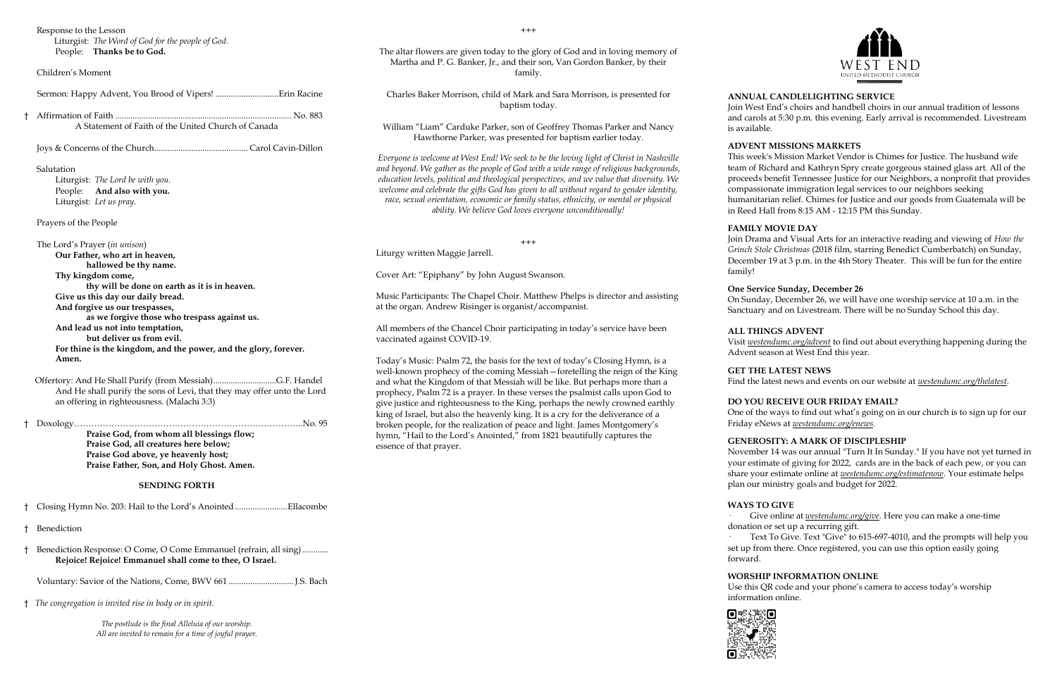Response to the Lesson

Liturgist: *The Word of God for the people of God.*
People: **Thanks be to God.**

Children's Moment

Sermon: Happy Advent, You Brood of Vipers! ............................Erin Racine

† Affirmation of Faith ................................................................................ No. 883
A Statement of Faith of the United Church of Canada

Joys & Concerns of the Church.......................................... Carol Cavin-Dillon

Salutation

Liturgist: *The Lord be with you.*
People: **And also with you.**
Liturgist: *Let us pray.*

Prayers of the People

The Lord's Prayer (*in unison*)

**Our Father, who art in heaven,**
**hallowed be thy name.**
**Thy kingdom come,**
**thy will be done on earth as it is in heaven.**
**Give us this day our daily bread.**
**And forgive us our trespasses,**
**as we forgive those who trespass against us.**
**And lead us not into temptation,**
**but deliver us from evil.**
**For thine is the kingdom, and the power, and the glory, forever.**
**Amen.**

Offertory: And He Shall Purify (from Messiah)............................G.F. Handel
And He shall purify the sons of Levi, that they may offer unto the Lord an offering in righteousness. (Malachi 3:3)

† Doxology……………………………………………………………………..No. 95

**Praise God, from whom all blessings flow;**
**Praise God, all creatures here below;**
**Praise God above, ye heavenly host;**
**Praise Father, Son, and Holy Ghost. Amen.**

## SENDING FORTH

† Closing Hymn No. 203: Hail to the Lord's Anointed ........................Ellacombe

† Benediction

† Benediction Response: O Come, O Come Emmanuel (refrain, all sing) ............
**Rejoice! Rejoice! Emmanuel shall come to thee, O Israel.**

Voluntary: Savior of the Nations, Come, BWV 661 ..............................J.S. Bach

† *The congregation is invited rise in body or in spirit.*

*The postlude is the final Alleluia of our worship.*
*All are invited to remain for a time of joyful prayer.*

+++

The altar flowers are given today to the glory of God and in loving memory of Martha and P. G. Banker, Jr., and their son, Van Gordon Banker, by their family.

Charles Baker Morrison, child of Mark and Sara Morrison, is presented for baptism today.

William "Liam" Carduke Parker, son of Geoffrey Thomas Parker and Nancy Hawthorne Parker, was presented for baptism earlier today.

*Everyone is welcome at West End! We seek to be the loving light of Christ in Nashville and beyond. We gather as the people of God with a wide range of religious backgrounds, education levels, political and theological perspectives, and we value that diversity. We welcome and celebrate the gifts God has given to all without regard to gender identity, race, sexual orientation, economic or family status, ethnicity, or mental or physical ability. We believe God loves everyone unconditionally!*

+++

Liturgy written Maggie Jarrell.

Cover Art: "Epiphany" by John August Swanson.

Music Participants: The Chapel Choir. Matthew Phelps is director and assisting at the organ. Andrew Risinger is organist/accompanist.

All members of the Chancel Choir participating in today's service have been vaccinated against COVID-19.

Today's Music: Psalm 72, the basis for the text of today's Closing Hymn, is a well-known prophecy of the coming Messiah—foretelling the reign of the King and what the Kingdom of that Messiah will be like. But perhaps more than a prophecy, Psalm 72 is a prayer. In these verses the psalmist calls upon God to give justice and righteousness to the King, perhaps the newly crowned earthly king of Israel, but also the heavenly king. It is a cry for the deliverance of a broken people, for the realization of peace and light. James Montgomery's hymn, "Hail to the Lord's Anointed," from 1821 beautifully captures the essence of that prayer.

WEST END
UNITED METHODIST CHURCH

### ANNUAL CANDLELIGHTING SERVICE

Join West End's choirs and handbell choirs in our annual tradition of lessons and carols at 5:30 p.m. this evening. Early arrival is recommended. Livestream is available.

### ADVENT MISSIONS MARKETS

This week's Mission Market Vendor is Chimes for Justice. The husband wife team of Richard and Kathryn Spry create gorgeous stained glass art. All of the proceeds benefit Tennessee Justice for our Neighbors, a nonprofit that provides compassionate immigration legal services to our neighbors seeking humanitarian relief. Chimes for Justice and our goods from Guatemala will be in Reed Hall from 8:15 AM - 12:15 PM this Sunday.

### FAMILY MOVIE DAY

Join Drama and Visual Arts for an interactive reading and viewing of *How the Grinch Stole Christmas* (2018 film, starring Benedict Cumberbatch) on Sunday, December 19 at 3 p.m. in the 4th Story Theater. This will be fun for the entire family!

### One Service Sunday, December 26

On Sunday, December 26, we will have one worship service at 10 a.m. in the Sanctuary and on Livestream. There will be no Sunday School this day.

### ALL THINGS ADVENT

Visit *westendumc.org/advent* to find out about everything happening during the Advent season at West End this year.

### GET THE LATEST NEWS

Find the latest news and events on our website at *westendumc.org/thelatest*.

### DO YOU RECEIVE OUR FRIDAY EMAIL?

One of the ways to find out what's going on in our church is to sign up for our Friday eNews at *westendumc.org/enews*.

### GENEROSITY: A MARK OF DISCIPLESHIP

November 14 was our annual "Turn It In Sunday." If you have not yet turned in your estimate of giving for 2022, cards are in the back of each pew, or you can share your estimate online at *westendumc.org/estimatenow*. Your estimate helps plan our ministry goals and budget for 2022.

### WAYS TO GIVE

- Give online at *westendumc.org/give*. Here you can make a one-time donation or set up a recurring gift.
- Text To Give. Text "Give" to 615-697-4010, and the prompts will help you set up from there. Once registered, you can use this option easily going forward.

### WORSHIP INFORMATION ONLINE

Use this QR code and your phone's camera to access today's worship information online.